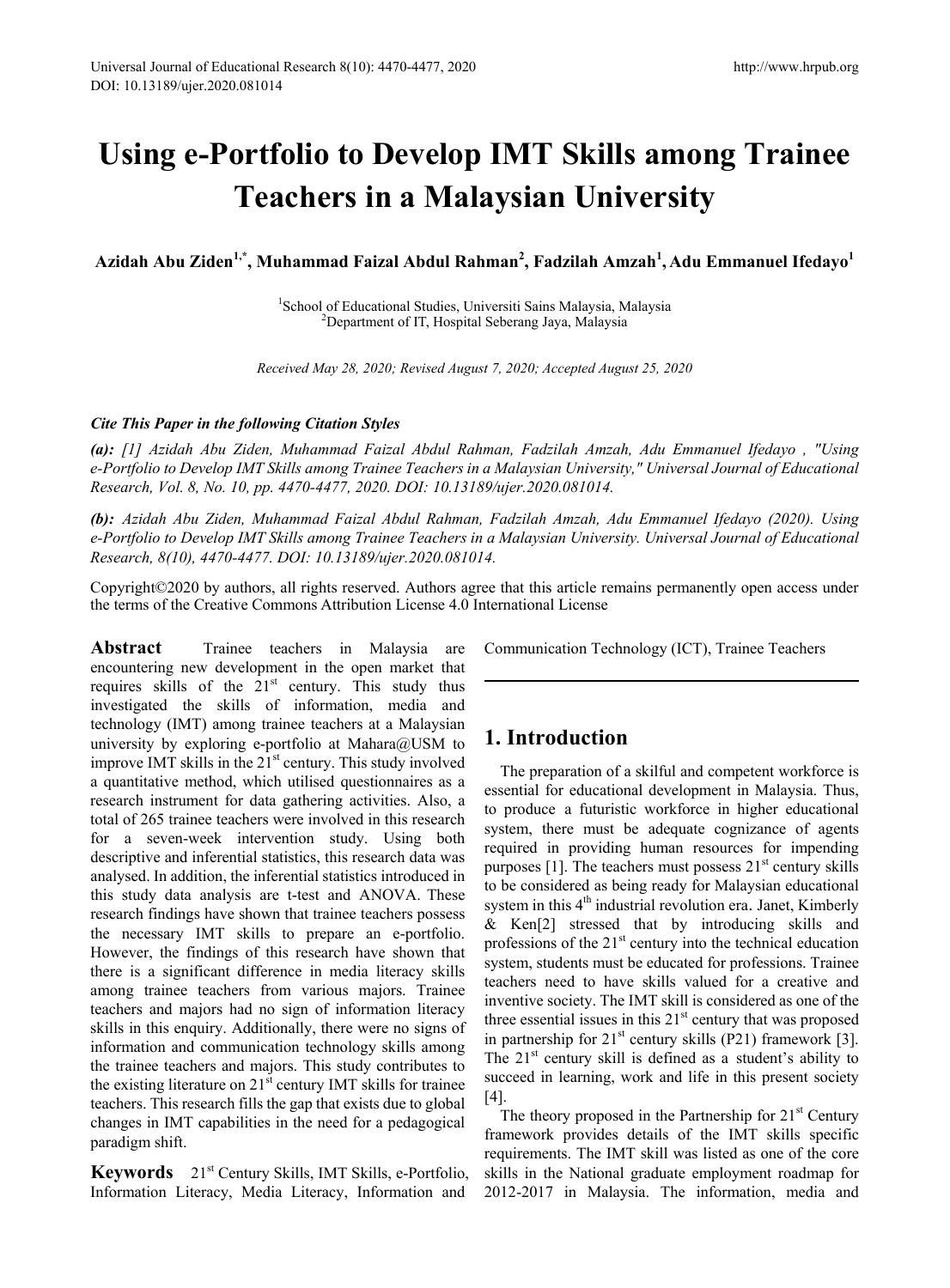# Using e-Portfolio to Develop IMT Skills among Trainee Teachers in a Malaysian University

**Azidah Abu Ziden[1,*], Muhammad Faizal Abdul Rahman[2], Fadzilah Amzah[1], Adu Emmanuel Ifedayo[1]**

[1]School of Educational Studies, Universiti Sains Malaysia, Malaysia
[2]Department of IT, Hospital Seberang Jaya, Malaysia

*Received May 28, 2020; Revised August 7, 2020; Accepted August 25, 2020*

***Cite This Paper in the following Citation Styles***

***(a):*** *[1] Azidah Abu Ziden, Muhammad Faizal Abdul Rahman, Fadzilah Amzah, Adu Emmanuel Ifedayo , "Using e-Portfolio to Develop IMT Skills among Trainee Teachers in a Malaysian University," Universal Journal of Educational Research, Vol. 8, No. 10, pp. 4470-4477, 2020. DOI: 10.13189/ujer.2020.081014.*

***(b):*** *Azidah Abu Ziden, Muhammad Faizal Abdul Rahman, Fadzilah Amzah, Adu Emmanuel Ifedayo (2020). Using e-Portfolio to Develop IMT Skills among Trainee Teachers in a Malaysian University. Universal Journal of Educational Research, 8(10), 4470-4477. DOI: 10.13189/ujer.2020.081014.*

Copyright©2020 by authors, all rights reserved. Authors agree that this article remains permanently open access under the terms of the Creative Commons Attribution License 4.0 International License

**Abstract** Trainee teachers in Malaysia are encountering new development in the open market that requires skills of the 21st century. This study thus investigated the skills of information, media and technology (IMT) among trainee teachers at a Malaysian university by exploring e-portfolio at Mahara@USM to improve IMT skills in the 21st century. This study involved a quantitative method, which utilised questionnaires as a research instrument for data gathering activities. Also, a total of 265 trainee teachers were involved in this research for a seven-week intervention study. Using both descriptive and inferential statistics, this research data was analysed. In addition, the inferential statistics introduced in this study data analysis are t-test and ANOVA. These research findings have shown that trainee teachers possess the necessary IMT skills to prepare an e-portfolio. However, the findings of this research have shown that there is a significant difference in media literacy skills among trainee teachers from various majors. Trainee teachers and majors had no sign of information literacy skills in this enquiry. Additionally, there were no signs of information and communication technology skills among the trainee teachers and majors. This study contributes to the existing literature on 21st century IMT skills for trainee teachers. This research fills the gap that exists due to global changes in IMT capabilities in the need for a pedagogical paradigm shift.

**Keywords** 21st Century Skills, IMT Skills, e-Portfolio, Information Literacy, Media Literacy, Information and Communication Technology (ICT), Trainee Teachers

## 1. Introduction

The preparation of a skilful and competent workforce is essential for educational development in Malaysia. Thus, to produce a futuristic workforce in higher educational system, there must be adequate cognizance of agents required in providing human resources for impending purposes [1]. The teachers must possess 21st century skills to be considered as being ready for Malaysian educational system in this 4th industrial revolution era. Janet, Kimberly & Ken[2] stressed that by introducing skills and professions of the 21st century into the technical education system, students must be educated for professions. Trainee teachers need to have skills valued for a creative and inventive society. The IMT skill is considered as one of the three essential issues in this 21st century that was proposed in partnership for 21st century skills (P21) framework [3]. The 21st century skill is defined as a student's ability to succeed in learning, work and life in this present society [4].

The theory proposed in the Partnership for 21st Century framework provides details of the IMT skills specific requirements. The IMT skill was listed as one of the core skills in the National graduate employment roadmap for 2012-2017 in Malaysia. The information, media and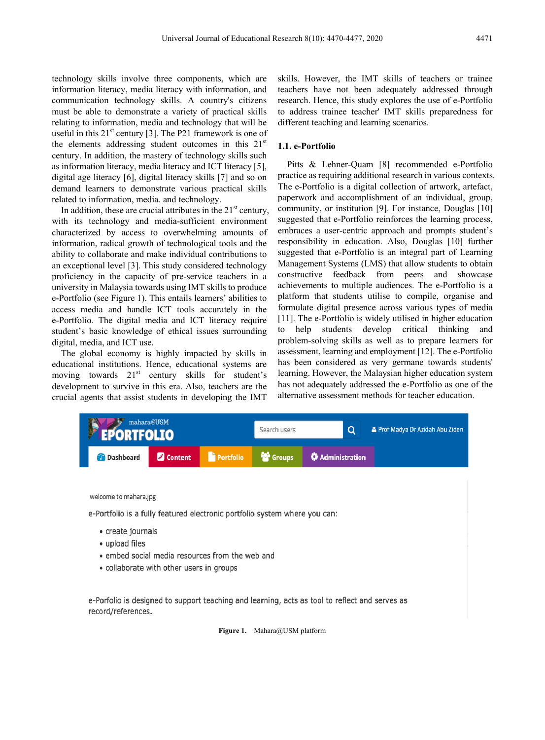technology skills involve three components, which are information literacy, media literacy with information, and communication technology skills. A country's citizens must be able to demonstrate a variety of practical skills relating to information, media and technology that will be useful in this 21st century [3]. The P21 framework is one of the elements addressing student outcomes in this 21st century. In addition, the mastery of technology skills such as information literacy, media literacy and ICT literacy [5], digital age literacy [6], digital literacy skills [7] and so on demand learners to demonstrate various practical skills related to information, media. and technology.

In addition, these are crucial attributes in the 21st century, with its technology and media-sufficient environment characterized by access to overwhelming amounts of information, radical growth of technological tools and the ability to collaborate and make individual contributions to an exceptional level [3]. This study considered technology proficiency in the capacity of pre-service teachers in a university in Malaysia towards using IMT skills to produce e-Portfolio (see Figure 1). This entails learners' abilities to access media and handle ICT tools accurately in the e-Portfolio. The digital media and ICT literacy require student's basic knowledge of ethical issues surrounding digital, media, and ICT use.

The global economy is highly impacted by skills in educational institutions. Hence, educational systems are moving towards 21st century skills for student's development to survive in this era. Also, teachers are the crucial agents that assist students in developing the IMT skills. However, the IMT skills of teachers or trainee teachers have not been adequately addressed through research. Hence, this study explores the use of e-Portfolio to address trainee teacher' IMT skills preparedness for different teaching and learning scenarios.

### 1.1. e-Portfolio

Pitts & Lehner-Quam [8] recommended e-Portfolio practice as requiring additional research in various contexts. The e-Portfolio is a digital collection of artwork, artefact, paperwork and accomplishment of an individual, group, community, or institution [9]. For instance, Douglas [10] suggested that e-Portfolio reinforces the learning process, embraces a user-centric approach and prompts student's responsibility in education. Also, Douglas [10] further suggested that e-Portfolio is an integral part of Learning Management Systems (LMS) that allow students to obtain constructive feedback from peers and showcase achievements to multiple audiences. The e-Portfolio is a platform that students utilise to compile, organise and formulate digital presence across various types of media [11]. The e-Portfolio is widely utilised in higher education to help students develop critical thinking and problem-solving skills as well as to prepare learners for assessment, learning and employment [12]. The e-Portfolio has been considered as very germane towards students' learning. However, the Malaysian higher education system has not adequately addressed the e-Portfolio as one of the alternative assessment methods for teacher education.

mahara@USM EPORTFOLIO

Search users | Prof Madya Dr Azidah Abu Ziden

Dashboard | Content | Portfolio | Groups | Administration

welcome to mahara.jpg

e-Portfolio is a fully featured electronic portfolio system where you can:

- create journals
- upload files
- embed social media resources from the web and
- collaborate with other users in groups

e-Porfolio is designed to support teaching and learning, acts as tool to reflect and serves as record/references.

**Figure 1.** Mahara@USM platform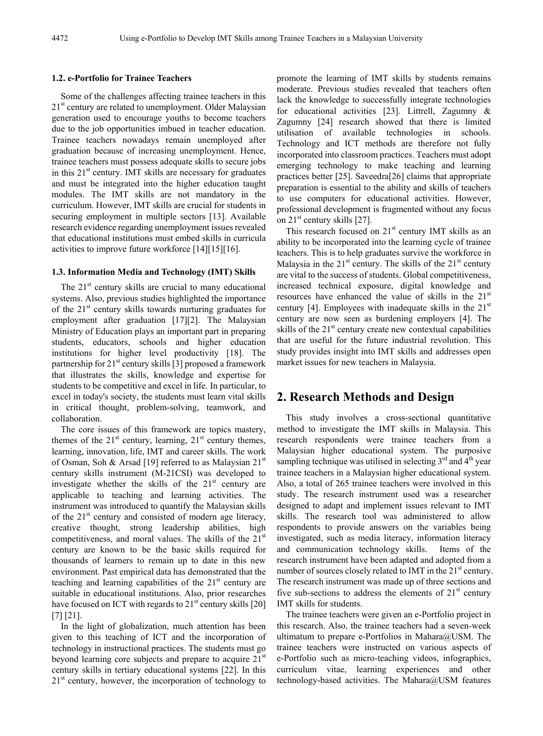### 1.2. e-Portfolio for Trainee Teachers

Some of the challenges affecting trainee teachers in this 21st century are related to unemployment. Older Malaysian generation used to encourage youths to become teachers due to the job opportunities imbued in teacher education. Trainee teachers nowadays remain unemployed after graduation because of increasing unemployment. Hence, trainee teachers must possess adequate skills to secure jobs in this 21st century. IMT skills are necessary for graduates and must be integrated into the higher education taught modules. The IMT skills are not mandatory in the curriculum. However, IMT skills are crucial for students in securing employment in multiple sectors [13]. Available research evidence regarding unemployment issues revealed that educational institutions must embed skills in curricula activities to improve future workforce [14][15][16].

### 1.3. Information Media and Technology (IMT) Skills

The 21st century skills are crucial to many educational systems. Also, previous studies highlighted the importance of the 21st century skills towards nurturing graduates for employment after graduation [17][2]. The Malaysian Ministry of Education plays an important part in preparing students, educators, schools and higher education institutions for higher level productivity [18]. The partnership for 21st century skills [3] proposed a framework that illustrates the skills, knowledge and expertise for students to be competitive and excel in life. In particular, to excel in today's society, the students must learn vital skills in critical thought, problem-solving, teamwork, and collaboration.

The core issues of this framework are topics mastery, themes of the 21st century, learning, 21st century themes, learning, innovation, life, IMT and career skills. The work of Osman, Soh & Arsad [19] referred to as Malaysian 21st century skills instrument (M-21CSI) was developed to investigate whether the skills of the 21st century are applicable to teaching and learning activities. The instrument was introduced to quantify the Malaysian skills of the 21st century and consisted of modern age literacy, creative thought, strong leadership abilities, high competitiveness, and moral values. The skills of the 21st century are known to be the basic skills required for thousands of learners to remain up to date in this new environment. Past empirical data has demonstrated that the teaching and learning capabilities of the 21st century are suitable in educational institutions. Also, prior researches have focused on ICT with regards to 21st century skills [20] [7] [21].

In the light of globalization, much attention has been given to this teaching of ICT and the incorporation of technology in instructional practices. The students must go beyond learning core subjects and prepare to acquire 21st century skills in tertiary educational systems [22]. In this 21st century, however, the incorporation of technology to promote the learning of IMT skills by students remains moderate. Previous studies revealed that teachers often lack the knowledge to successfully integrate technologies for educational activities [23]. Littrell, Zagumny & Zagumny [24] research showed that there is limited utilisation of available technologies in schools. Technology and ICT methods are therefore not fully incorporated into classroom practices. Teachers must adopt emerging technology to make teaching and learning practices better [25]. Saveedra[26] claims that appropriate preparation is essential to the ability and skills of teachers to use computers for educational activities. However, professional development is fragmented without any focus on 21st century skills [27].

This research focused on 21st century IMT skills as an ability to be incorporated into the learning cycle of trainee teachers. This is to help graduates survive the workforce in Malaysia in the 21st century. The skills of the 21st century are vital to the success of students. Global competitiveness, increased technical exposure, digital knowledge and resources have enhanced the value of skills in the 21st century [4]. Employees with inadequate skills in the 21st century are now seen as burdening employers [4]. The skills of the 21st century create new contextual capabilities that are useful for the future industrial revolution. This study provides insight into IMT skills and addresses open market issues for new teachers in Malaysia.

## 2. Research Methods and Design

This study involves a cross-sectional quantitative method to investigate the IMT skills in Malaysia. This research respondents were trainee teachers from a Malaysian higher educational system. The purposive sampling technique was utilised in selecting 3rd and 4th year trainee teachers in a Malaysian higher educational system. Also, a total of 265 trainee teachers were involved in this study. The research instrument used was a researcher designed to adapt and implement issues relevant to IMT skills. The research tool was administered to allow respondents to provide answers on the variables being investigated, such as media literacy, information literacy and communication technology skills. Items of the research instrument have been adapted and adopted from a number of sources closely related to IMT in the 21st century. The research instrument was made up of three sections and five sub-sections to address the elements of 21st century IMT skills for students.

The trainee teachers were given an e-Portfolio project in this research. Also, the trainee teachers had a seven-week ultimatum to prepare e-Portfolios in Mahara@USM. The trainee teachers were instructed on various aspects of e-Portfolio such as micro-teaching videos, infographics, curriculum vitae, learning experiences and other technology-based activities. The Mahara@USM features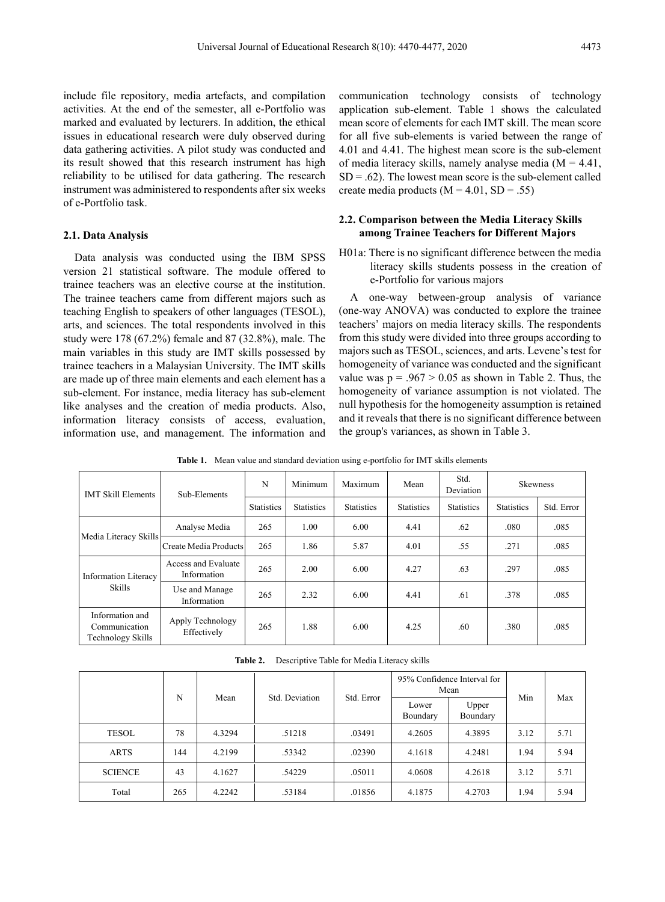include file repository, media artefacts, and compilation activities. At the end of the semester, all e-Portfolio was marked and evaluated by lecturers. In addition, the ethical issues in educational research were duly observed during data gathering activities. A pilot study was conducted and its result showed that this research instrument has high reliability to be utilised for data gathering. The research instrument was administered to respondents after six weeks of e-Portfolio task.

### 2.1. Data Analysis

Data analysis was conducted using the IBM SPSS version 21 statistical software. The module offered to trainee teachers was an elective course at the institution. The trainee teachers came from different majors such as teaching English to speakers of other languages (TESOL), arts, and sciences. The total respondents involved in this study were 178 (67.2%) female and 87 (32.8%), male. The main variables in this study are IMT skills possessed by trainee teachers in a Malaysian University. The IMT skills are made up of three main elements and each element has a sub-element. For instance, media literacy has sub-element like analyses and the creation of media products. Also, information literacy consists of access, evaluation, information use, and management. The information and communication technology consists of technology application sub-element. Table 1 shows the calculated mean score of elements for each IMT skill. The mean score for all five sub-elements is varied between the range of 4.01 and 4.41. The highest mean score is the sub-element of media literacy skills, namely analyse media ($M = 4.41$, $SD = .62$). The lowest mean score is the sub-element called create media products ($M = 4.01$, $SD = .55$)

### 2.2. Comparison between the Media Literacy Skills among Trainee Teachers for Different Majors

H01a: There is no significant difference between the media literacy skills students possess in the creation of e-Portfolio for various majors

A one-way between-group analysis of variance (one-way ANOVA) was conducted to explore the trainee teachers' majors on media literacy skills. The respondents from this study were divided into three groups according to majors such as TESOL, sciences, and arts. Levene's test for homogeneity of variance was conducted and the significant value was $p = .967 > 0.05$ as shown in Table 2. Thus, the homogeneity of variance assumption is not violated. The null hypothesis for the homogeneity assumption is retained and it reveals that there is no significant difference between the group's variances, as shown in Table 3.

**Table 1.** Mean value and standard deviation using e-portfolio for IMT skills elements

| IMT Skill Elements | Sub-Elements | N | Minimum | Maximum | Mean | Std. Deviation | Skewness | |
|---|---|---|---|---|---|---|---|---|
| | | Statistics | Statistics | Statistics | Statistics | Statistics | Statistics | Std. Error |
| Media Literacy Skills | Analyse Media | 265 | 1.00 | 6.00 | 4.41 | .62 | .080 | .085 |
| | Create Media Products | 265 | 1.86 | 5.87 | 4.01 | .55 | .271 | .085 |
| Information Literacy Skills | Access and Evaluate Information | 265 | 2.00 | 6.00 | 4.27 | .63 | .297 | .085 |
| | Use and Manage Information | 265 | 2.32 | 6.00 | 4.41 | .61 | .378 | .085 |
| Information and Communication Technology Skills | Apply Technology Effectively | 265 | 1.88 | 6.00 | 4.25 | .60 | .380 | .085 |

**Table 2.** Descriptive Table for Media Literacy skills

| | N | Mean | Std. Deviation | Std. Error | 95% Confidence Interval for Mean | | Min | Max |
|---|---|---|---|---|---|---|---|---|
| | | | | | Lower Boundary | Upper Boundary | | |
| TESOL | 78 | 4.3294 | .51218 | .03491 | 4.2605 | 4.3895 | 3.12 | 5.71 |
| ARTS | 144 | 4.2199 | .53342 | .02390 | 4.1618 | 4.2481 | 1.94 | 5.94 |
| SCIENCE | 43 | 4.1627 | .54229 | .05011 | 4.0608 | 4.2618 | 3.12 | 5.71 |
| Total | 265 | 4.2242 | .53184 | .01856 | 4.1875 | 4.2703 | 1.94 | 5.94 |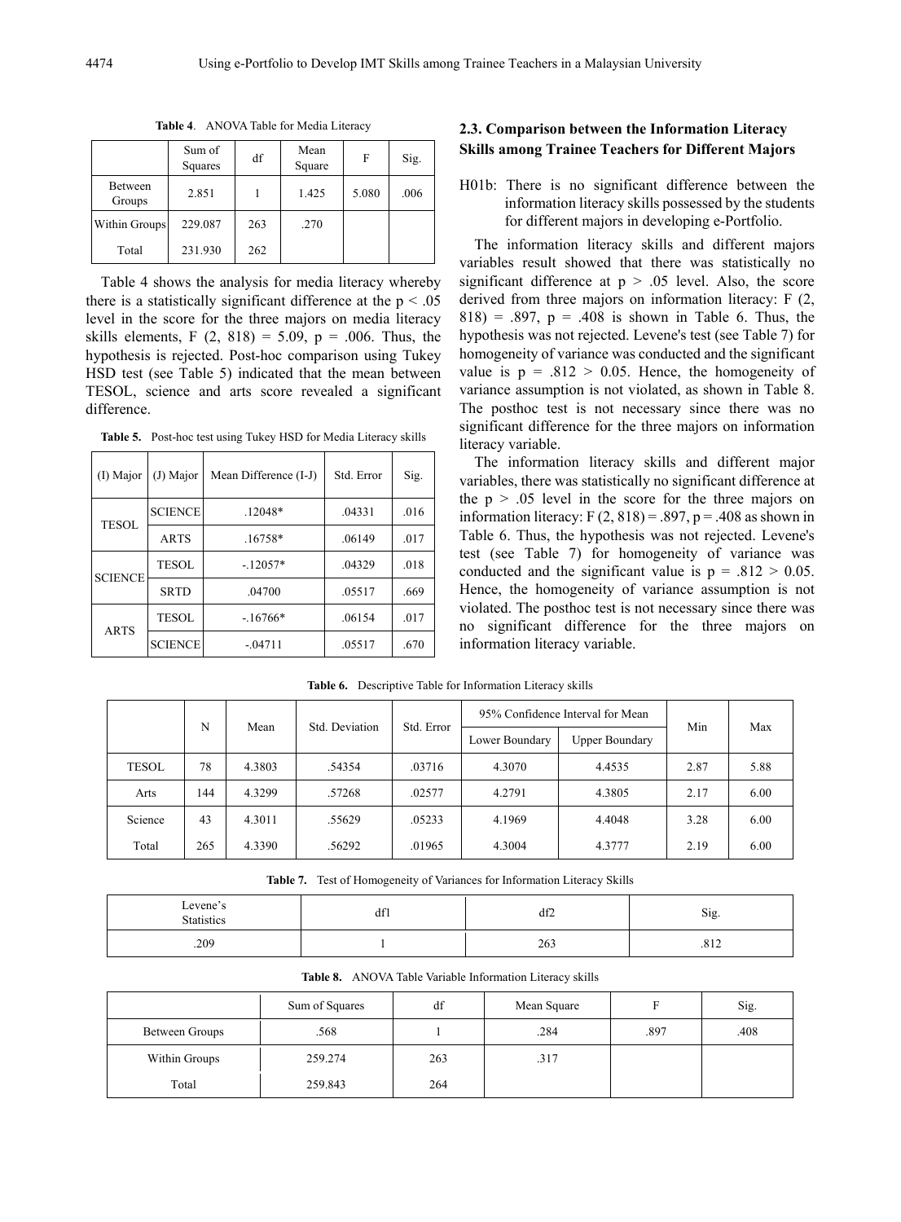**Table 4**. ANOVA Table for Media Literacy

| | Sum of Squares | df | Mean Square | F | Sig. |
|---|---|---|---|---|---|
| Between Groups | 2.851 | 1 | 1.425 | 5.080 | .006 |
| Within Groups | 229.087 | 263 | .270 | | |
| Total | 231.930 | 262 | | | |

Table 4 shows the analysis for media literacy whereby there is a statistically significant difference at the $p < .05$ level in the score for the three majors on media literacy skills elements, $F(2, 818) = 5.09$, $p = .006$. Thus, the hypothesis is rejected. Post-hoc comparison using Tukey HSD test (see Table 5) indicated that the mean between TESOL, science and arts score revealed a significant difference.

**Table 5.** Post-hoc test using Tukey HSD for Media Literacy skills

| (I) Major | (J) Major | Mean Difference (I-J) | Std. Error | Sig. |
|---|---|---|---|---|
| TESOL | SCIENCE | .12048* | .04331 | .016 |
| | ARTS | .16758* | .06149 | .017 |
| SCIENCE | TESOL | -.12057* | .04329 | .018 |
| | SRTD | .04700 | .05517 | .669 |
| ARTS | TESOL | -.16766* | .06154 | .017 |
| | SCIENCE | -.04711 | .05517 | .670 |

### 2.3. Comparison between the Information Literacy Skills among Trainee Teachers for Different Majors

H01b: There is no significant difference between the information literacy skills possessed by the students for different majors in developing e-Portfolio.

The information literacy skills and different majors variables result showed that there was statistically no significant difference at $p > .05$ level. Also, the score derived from three majors on information literacy: $F(2, 818) = .897$, $p = .408$ is shown in Table 6. Thus, the hypothesis was not rejected. Levene's test (see Table 7) for homogeneity of variance was conducted and the significant value is $p = .812 > 0.05$. Hence, the homogeneity of variance assumption is not violated, as shown in Table 8. The posthoc test is not necessary since there was no significant difference for the three majors on information literacy variable.

The information literacy skills and different major variables, there was statistically no significant difference at the $p > .05$ level in the score for the three majors on information literacy: $F(2, 818) = .897$, $p = .408$ as shown in Table 6. Thus, the hypothesis was not rejected. Levene's test (see Table 7) for homogeneity of variance was conducted and the significant value is $p = .812 > 0.05$. Hence, the homogeneity of variance assumption is not violated. The posthoc test is not necessary since there was no significant difference for the three majors on information literacy variable.

**Table 6.** Descriptive Table for Information Literacy skills

| | N | Mean | Std. Deviation | Std. Error | 95% Confidence Interval for Mean | | Min | Max |
|---|---|---|---|---|---|---|---|---|
| | | | | | Lower Boundary | Upper Boundary | | |
| TESOL | 78 | 4.3803 | .54354 | .03716 | 4.3070 | 4.4535 | 2.87 | 5.88 |
| Arts | 144 | 4.3299 | .57268 | .02577 | 4.2791 | 4.3805 | 2.17 | 6.00 |
| Science | 43 | 4.3011 | .55629 | .05233 | 4.1969 | 4.4048 | 3.28 | 6.00 |
| Total | 265 | 4.3390 | .56292 | .01965 | 4.3004 | 4.3777 | 2.19 | 6.00 |

**Table 7.** Test of Homogeneity of Variances for Information Literacy Skills

| Levene's Statistics | df1 | df2 | Sig. |
|---|---|---|---|
| .209 | 1 | 263 | .812 |

**Table 8.** ANOVA Table Variable Information Literacy skills

| | Sum of Squares | df | Mean Square | F | Sig. |
|---|---|---|---|---|---|
| Between Groups | .568 | 1 | .284 | .897 | .408 |
| Within Groups | 259.274 | 263 | .317 | | |
| Total | 259.843 | 264 | | | |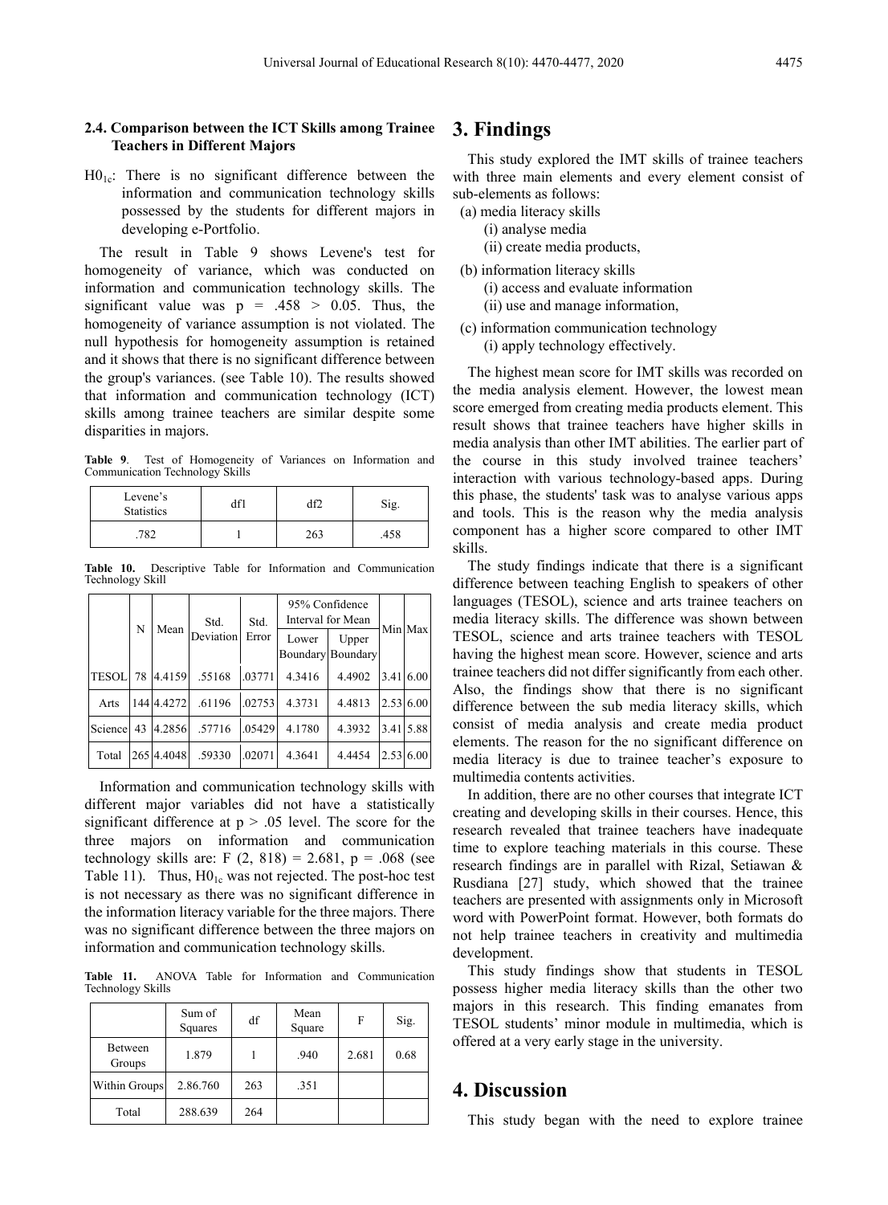### 2.4. Comparison between the ICT Skills among Trainee Teachers in Different Majors

$H0_{1c}$: There is no significant difference between the information and communication technology skills possessed by the students for different majors in developing e-Portfolio.

The result in Table 9 shows Levene's test for homogeneity of variance, which was conducted on information and communication technology skills. The significant value was $p = .458 > 0.05$. Thus, the homogeneity of variance assumption is not violated. The null hypothesis for homogeneity assumption is retained and it shows that there is no significant difference between the group's variances. (see Table 10). The results showed that information and communication technology (ICT) skills among trainee teachers are similar despite some disparities in majors.

**Table 9**. Test of Homogeneity of Variances on Information and Communication Technology Skills

| Levene's Statistics | df1 | df2 | Sig. |
|---|---|---|---|
| .782 | 1 | 263 | .458 |

**Table 10.** Descriptive Table for Information and Communication Technology Skill

| | N | Mean | Std. Deviation | Std. Error | 95% Confidence Interval for Mean | | Min | Max |
|---|---|---|---|---|---|---|---|---|
| | | | | | Lower Boundary | Upper Boundary | | |
| TESOL | 78 | 4.4159 | .55168 | .03771 | 4.3416 | 4.4902 | 3.41 | 6.00 |
| Arts | 144 | 4.4272 | .61196 | .02753 | 4.3731 | 4.4813 | 2.53 | 6.00 |
| Science | 43 | 4.2856 | .57716 | .05429 | 4.1780 | 4.3932 | 3.41 | 5.88 |
| Total | 265 | 4.4048 | .59330 | .02071 | 4.3641 | 4.4454 | 2.53 | 6.00 |

Information and communication technology skills with different major variables did not have a statistically significant difference at $p > .05$ level. The score for the three majors on information and communication technology skills are: $F (2, 818) = 2.681$, $p = .068$ (see Table 11). Thus, $H0_{1c}$ was not rejected. The post-hoc test is not necessary as there was no significant difference in the information literacy variable for the three majors. There was no significant difference between the three majors on information and communication technology skills.

**Table 11.** ANOVA Table for Information and Communication Technology Skills

| | Sum of Squares | df | Mean Square | F | Sig. |
|---|---|---|---|---|---|
| Between Groups | 1.879 | 1 | .940 | 2.681 | 0.68 |
| Within Groups | 2.86.760 | 263 | .351 | | |
| Total | 288.639 | 264 | | | |

## 3. Findings

This study explored the IMT skills of trainee teachers with three main elements and every element consist of sub-elements as follows:

(a) media literacy skills
  (i) analyse media
  (ii) create media products,

(b) information literacy skills
  (i) access and evaluate information
  (ii) use and manage information,

(c) information communication technology
  (i) apply technology effectively.

The highest mean score for IMT skills was recorded on the media analysis element. However, the lowest mean score emerged from creating media products element. This result shows that trainee teachers have higher skills in media analysis than other IMT abilities. The earlier part of the course in this study involved trainee teachers' interaction with various technology-based apps. During this phase, the students' task was to analyse various apps and tools. This is the reason why the media analysis component has a higher score compared to other IMT skills.

The study findings indicate that there is a significant difference between teaching English to speakers of other languages (TESOL), science and arts trainee teachers on media literacy skills. The difference was shown between TESOL, science and arts trainee teachers with TESOL having the highest mean score. However, science and arts trainee teachers did not differ significantly from each other. Also, the findings show that there is no significant difference between the sub media literacy skills, which consist of media analysis and create media product elements. The reason for the no significant difference on media literacy is due to trainee teacher's exposure to multimedia contents activities.

In addition, there are no other courses that integrate ICT creating and developing skills in their courses. Hence, this research revealed that trainee teachers have inadequate time to explore teaching materials in this course. These research findings are in parallel with Rizal, Setiawan & Rusdiana [27] study, which showed that the trainee teachers are presented with assignments only in Microsoft word with PowerPoint format. However, both formats do not help trainee teachers in creativity and multimedia development.

This study findings show that students in TESOL possess higher media literacy skills than the other two majors in this research. This finding emanates from TESOL students' minor module in multimedia, which is offered at a very early stage in the university.

## 4. Discussion

This study began with the need to explore trainee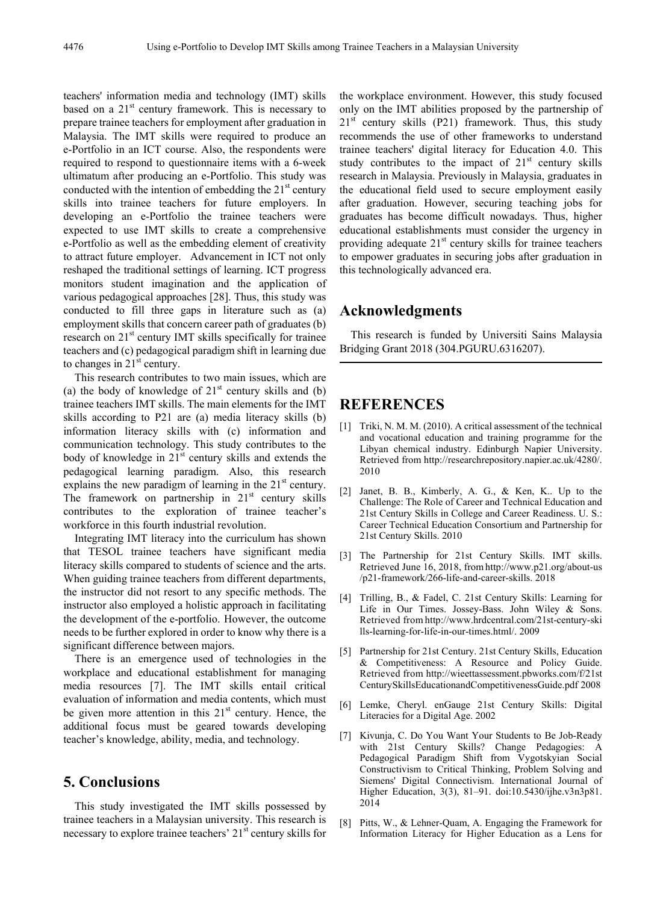teachers' information media and technology (IMT) skills based on a 21st century framework. This is necessary to prepare trainee teachers for employment after graduation in Malaysia. The IMT skills were required to produce an e-Portfolio in an ICT course. Also, the respondents were required to respond to questionnaire items with a 6-week ultimatum after producing an e-Portfolio. This study was conducted with the intention of embedding the 21st century skills into trainee teachers for future employers. In developing an e-Portfolio the trainee teachers were expected to use IMT skills to create a comprehensive e-Portfolio as well as the embedding element of creativity to attract future employer. Advancement in ICT not only reshaped the traditional settings of learning. ICT progress monitors student imagination and the application of various pedagogical approaches [28]. Thus, this study was conducted to fill three gaps in literature such as (a) employment skills that concern career path of graduates (b) research on 21st century IMT skills specifically for trainee teachers and (c) pedagogical paradigm shift in learning due to changes in 21st century.

This research contributes to two main issues, which are (a) the body of knowledge of 21st century skills and (b) trainee teachers IMT skills. The main elements for the IMT skills according to P21 are (a) media literacy skills (b) information literacy skills with (c) information and communication technology. This study contributes to the body of knowledge in 21st century skills and extends the pedagogical learning paradigm. Also, this research explains the new paradigm of learning in the 21st century. The framework on partnership in 21st century skills contributes to the exploration of trainee teacher's workforce in this fourth industrial revolution.

Integrating IMT literacy into the curriculum has shown that TESOL trainee teachers have significant media literacy skills compared to students of science and the arts. When guiding trainee teachers from different departments, the instructor did not resort to any specific methods. The instructor also employed a holistic approach in facilitating the development of the e-portfolio. However, the outcome needs to be further explored in order to know why there is a significant difference between majors.

There is an emergence used of technologies in the workplace and educational establishment for managing media resources [7]. The IMT skills entail critical evaluation of information and media contents, which must be given more attention in this 21st century. Hence, the additional focus must be geared towards developing teacher's knowledge, ability, media, and technology.

# 5. Conclusions

This study investigated the IMT skills possessed by trainee teachers in a Malaysian university. This research is necessary to explore trainee teachers' 21st century skills for the workplace environment. However, this study focused only on the IMT abilities proposed by the partnership of 21st century skills (P21) framework. Thus, this study recommends the use of other frameworks to understand trainee teachers' digital literacy for Education 4.0. This study contributes to the impact of 21st century skills research in Malaysia. Previously in Malaysia, graduates in the educational field used to secure employment easily after graduation. However, securing teaching jobs for graduates has become difficult nowadays. Thus, higher educational establishments must consider the urgency in providing adequate 21st century skills for trainee teachers to empower graduates in securing jobs after graduation in this technologically advanced era.

# Acknowledgments

This research is funded by Universiti Sains Malaysia Bridging Grant 2018 (304.PGURU.6316207).

# REFERENCES

[1] Triki, N. M. M. (2010). A critical assessment of the technical and vocational education and training programme for the Libyan chemical industry. Edinburgh Napier University. Retrieved from http://researchrepository.napier.ac.uk/4280/. 2010

[2] Janet, B. B., Kimberly, A. G., & Ken, K.. Up to the Challenge: The Role of Career and Technical Education and 21st Century Skills in College and Career Readiness. U. S.: Career Technical Education Consortium and Partnership for 21st Century Skills. 2010

[3] The Partnership for 21st Century Skills. IMT skills. Retrieved June 16, 2018, from http://www.p21.org/about-us/p21-framework/266-life-and-career-skills. 2018

[4] Trilling, B., & Fadel, C. 21st Century Skills: Learning for Life in Our Times. Jossey-Bass. John Wiley & Sons. Retrieved from http://www.hrdcentral.com/21st-century-skills-learning-for-life-in-our-times.html/. 2009

[5] Partnership for 21st Century. 21st Century Skills, Education & Competitiveness: A Resource and Policy Guide. Retrieved from http://wieettassessment.pbworks.com/f/21stCenturySkillsEducationandCompetitivenessGuide.pdf 2008

[6] Lemke, Cheryl. enGauge 21st Century Skills: Digital Literacies for a Digital Age. 2002

[7] Kivunja, C. Do You Want Your Students to Be Job-Ready with 21st Century Skills? Change Pedagogies: A Pedagogical Paradigm Shift from Vygotskyian Social Constructivism to Critical Thinking, Problem Solving and Siemens' Digital Connectivism. International Journal of Higher Education, 3(3), 81–91. doi:10.5430/ijhe.v3n3p81. 2014

[8] Pitts, W., & Lehner-Quam, A. Engaging the Framework for Information Literacy for Higher Education as a Lens for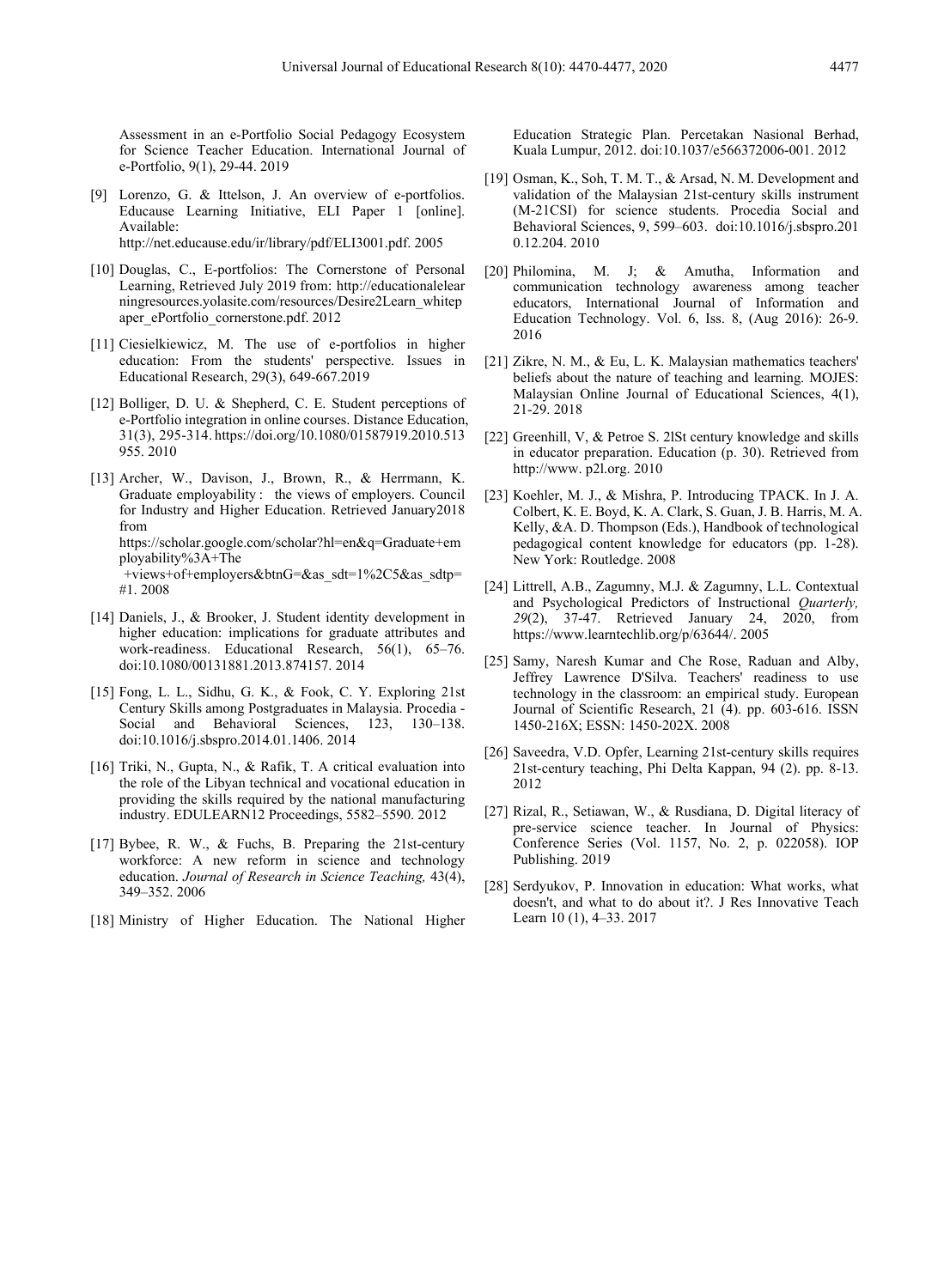Assessment in an e-Portfolio Social Pedagogy Ecosystem for Science Teacher Education. International Journal of e-Portfolio, 9(1), 29-44. 2019

[9] Lorenzo, G. & Ittelson, J. An overview of e-portfolios. Educause Learning Initiative, ELI Paper 1 [online]. Available: http://net.educause.edu/ir/library/pdf/ELI3001.pdf. 2005

[10] Douglas, C., E-portfolios: The Cornerstone of Personal Learning, Retrieved July 2019 from: http://educationalelearningresources.yolasite.com/resources/Desire2Learn_whitepaper_ePortfolio_cornerstone.pdf. 2012

[11] Ciesielkiewicz, M. The use of e-portfolios in higher education: From the students' perspective. Issues in Educational Research, 29(3), 649-667.2019

[12] Bolliger, D. U. & Shepherd, C. E. Student perceptions of e-Portfolio integration in online courses. Distance Education, 31(3), 295-314. https://doi.org/10.1080/01587919.2010.513955. 2010

[13] Archer, W., Davison, J., Brown, R., & Herrmann, K. Graduate employability : the views of employers. Council for Industry and Higher Education. Retrieved January2018 from https://scholar.google.com/scholar?hl=en&q=Graduate+employability%3A+The +views+of+employers&btnG=&as_sdt=1%2C5&as_sdtp=#1. 2008

[14] Daniels, J., & Brooker, J. Student identity development in higher education: implications for graduate attributes and work-readiness. Educational Research, 56(1), 65–76. doi:10.1080/00131881.2013.874157. 2014

[15] Fong, L. L., Sidhu, G. K., & Fook, C. Y. Exploring 21st Century Skills among Postgraduates in Malaysia. Procedia - Social and Behavioral Sciences, 123, 130–138. doi:10.1016/j.sbspro.2014.01.1406. 2014

[16] Triki, N., Gupta, N., & Rafik, T. A critical evaluation into the role of the Libyan technical and vocational education in providing the skills required by the national manufacturing industry. EDULEARN12 Proceedings, 5582–5590. 2012

[17] Bybee, R. W., & Fuchs, B. Preparing the 21st-century workforce: A new reform in science and technology education. *Journal of Research in Science Teaching,* 43(4), 349–352. 2006

[18] Ministry of Higher Education. The National Higher Education Strategic Plan. Percetakan Nasional Berhad, Kuala Lumpur, 2012. doi:10.1037/e566372006-001. 2012

[19] Osman, K., Soh, T. M. T., & Arsad, N. M. Development and validation of the Malaysian 21st-century skills instrument (M-21CSI) for science students. Procedia Social and Behavioral Sciences, 9, 599–603. doi:10.1016/j.sbspro.2010.12.204. 2010

[20] Philomina, M. J; & Amutha, Information and communication technology awareness among teacher educators, International Journal of Information and Education Technology. Vol. 6, Iss. 8, (Aug 2016): 26-9. 2016

[21] Zikre, N. M., & Eu, L. K. Malaysian mathematics teachers' beliefs about the nature of teaching and learning. MOJES: Malaysian Online Journal of Educational Sciences, 4(1), 21-29. 2018

[22] Greenhill, V, & Petroe S. 2lSt century knowledge and skills in educator preparation. Education (p. 30). Retrieved from http://www. p2l.org. 2010

[23] Koehler, M. J., & Mishra, P. Introducing TPACK. In J. A. Colbert, K. E. Boyd, K. A. Clark, S. Guan, J. B. Harris, M. A. Kelly, &A. D. Thompson (Eds.), Handbook of technological pedagogical content knowledge for educators (pp. 1-28). New York: Routledge. 2008

[24] Littrell, A.B., Zagumny, M.J. & Zagumny, L.L. Contextual and Psychological Predictors of Instructional *Quarterly, 29*(2), 37-47. Retrieved January 24, 2020, from https://www.learntechlib.org/p/63644/. 2005

[25] Samy, Naresh Kumar and Che Rose, Raduan and Alby, Jeffrey Lawrence D'Silva. Teachers' readiness to use technology in the classroom: an empirical study. European Journal of Scientific Research, 21 (4). pp. 603-616. ISSN 1450-216X; ESSN: 1450-202X. 2008

[26] Saveedra, V.D. Opfer, Learning 21st-century skills requires 21st-century teaching, Phi Delta Kappan, 94 (2). pp. 8-13. 2012

[27] Rizal, R., Setiawan, W., & Rusdiana, D. Digital literacy of pre-service science teacher. In Journal of Physics: Conference Series (Vol. 1157, No. 2, p. 022058). IOP Publishing. 2019

[28] Serdyukov, P. Innovation in education: What works, what doesn't, and what to do about it?. J Res Innovative Teach Learn 10 (1), 4–33. 2017